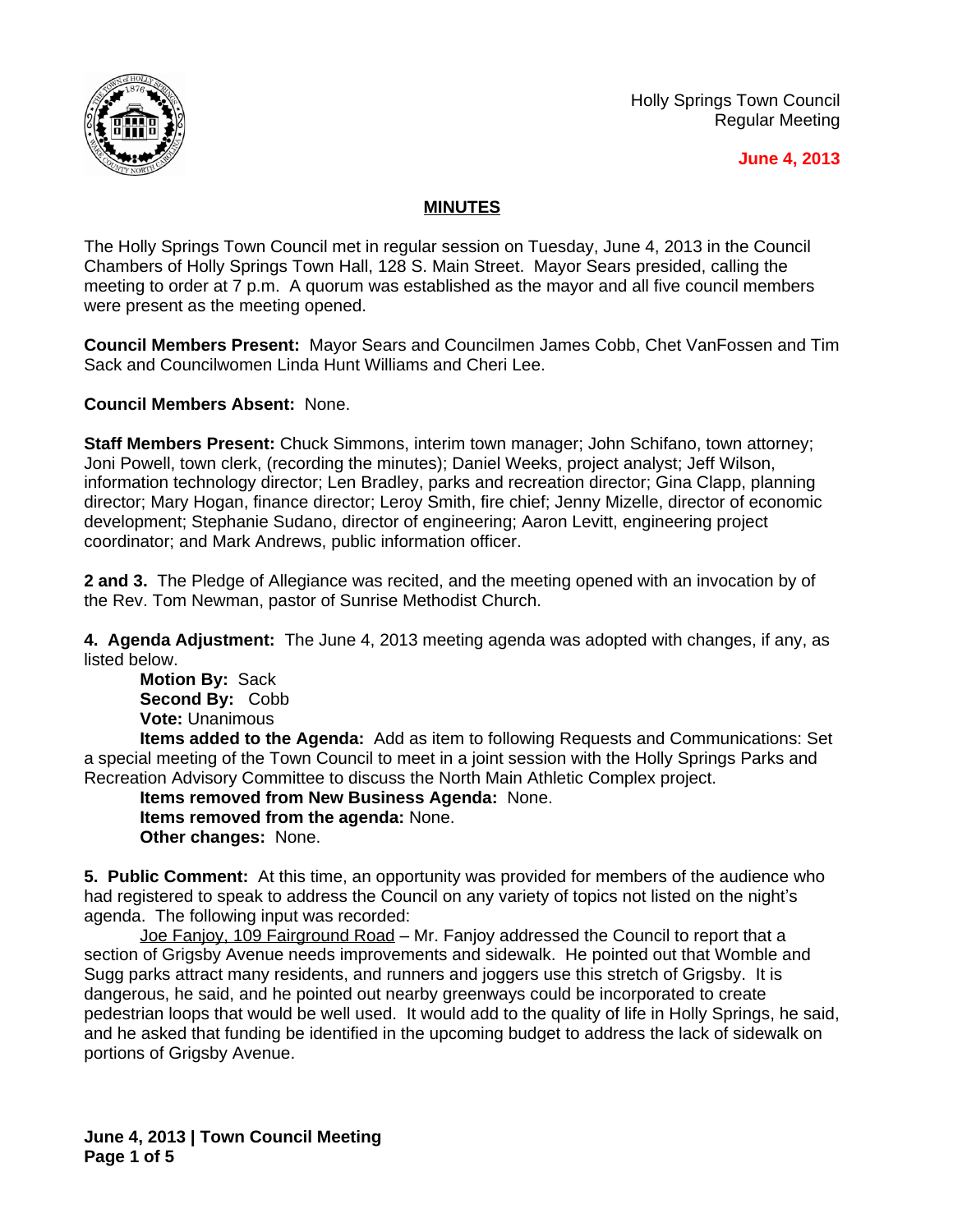Holly Springs Town Council
Regular Meeting

**June 4, 2013**

## MINUTES

The Holly Springs Town Council met in regular session on Tuesday, June 4, 2013 in the Council Chambers of Holly Springs Town Hall, 128 S. Main Street. Mayor Sears presided, calling the meeting to order at 7 p.m. A quorum was established as the mayor and all five council members were present as the meeting opened.

**Council Members Present:** Mayor Sears and Councilmen James Cobb, Chet VanFossen and Tim Sack and Councilwomen Linda Hunt Williams and Cheri Lee.

**Council Members Absent:** None.

**Staff Members Present:** Chuck Simmons, interim town manager; John Schifano, town attorney; Joni Powell, town clerk, (recording the minutes); Daniel Weeks, project analyst; Jeff Wilson, information technology director; Len Bradley, parks and recreation director; Gina Clapp, planning director; Mary Hogan, finance director; Leroy Smith, fire chief; Jenny Mizelle, director of economic development; Stephanie Sudano, director of engineering; Aaron Levitt, engineering project coordinator; and Mark Andrews, public information officer.

**2 and 3.** The Pledge of Allegiance was recited, and the meeting opened with an invocation by of the Rev. Tom Newman, pastor of Sunrise Methodist Church.

**4. Agenda Adjustment:** The June 4, 2013 meeting agenda was adopted with changes, if any, as listed below.

**Motion By:** Sack
**Second By:** Cobb
**Vote:** Unanimous

**Items added to the Agenda:** Add as item to following Requests and Communications: Set a special meeting of the Town Council to meet in a joint session with the Holly Springs Parks and Recreation Advisory Committee to discuss the North Main Athletic Complex project.

**Items removed from New Business Agenda:** None.
**Items removed from the agenda:** None.
**Other changes:** None.

**5. Public Comment:** At this time, an opportunity was provided for members of the audience who had registered to speak to address the Council on any variety of topics not listed on the night's agenda. The following input was recorded:

Joe Fanjoy, 109 Fairground Road – Mr. Fanjoy addressed the Council to report that a section of Grigsby Avenue needs improvements and sidewalk. He pointed out that Womble and Sugg parks attract many residents, and runners and joggers use this stretch of Grigsby. It is dangerous, he said, and he pointed out nearby greenways could be incorporated to create pedestrian loops that would be well used. It would add to the quality of life in Holly Springs, he said, and he asked that funding be identified in the upcoming budget to address the lack of sidewalk on portions of Grigsby Avenue.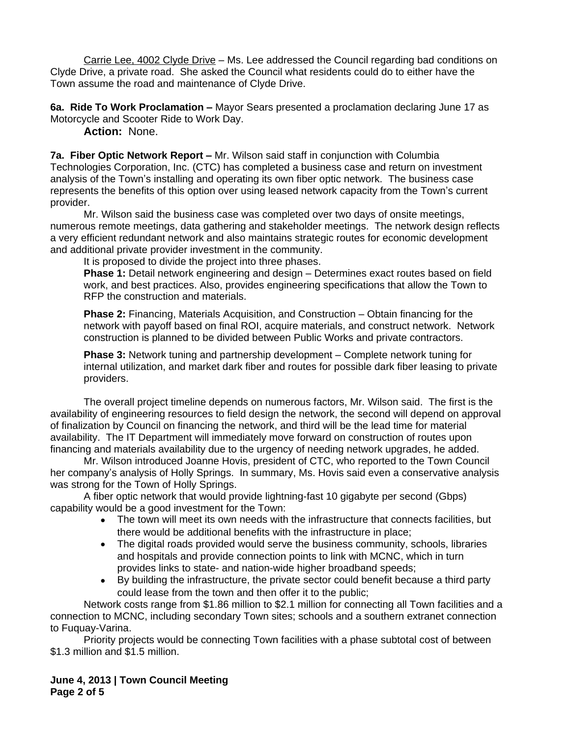Carrie Lee, 4002 Clyde Drive – Ms. Lee addressed the Council regarding bad conditions on Clyde Drive, a private road. She asked the Council what residents could do to either have the Town assume the road and maintenance of Clyde Drive.

**6a. Ride To Work Proclamation –** Mayor Sears presented a proclamation declaring June 17 as Motorcycle and Scooter Ride to Work Day.

**Action:** None.

**7a. Fiber Optic Network Report –** Mr. Wilson said staff in conjunction with Columbia Technologies Corporation, Inc. (CTC) has completed a business case and return on investment analysis of the Town's installing and operating its own fiber optic network. The business case represents the benefits of this option over using leased network capacity from the Town's current provider.

Mr. Wilson said the business case was completed over two days of onsite meetings, numerous remote meetings, data gathering and stakeholder meetings. The network design reflects a very efficient redundant network and also maintains strategic routes for economic development and additional private provider investment in the community.

It is proposed to divide the project into three phases.

**Phase 1:** Detail network engineering and design – Determines exact routes based on field work, and best practices. Also, provides engineering specifications that allow the Town to RFP the construction and materials.

**Phase 2:** Financing, Materials Acquisition, and Construction – Obtain financing for the network with payoff based on final ROI, acquire materials, and construct network. Network construction is planned to be divided between Public Works and private contractors.

**Phase 3:** Network tuning and partnership development – Complete network tuning for internal utilization, and market dark fiber and routes for possible dark fiber leasing to private providers.

The overall project timeline depends on numerous factors, Mr. Wilson said. The first is the availability of engineering resources to field design the network, the second will depend on approval of finalization by Council on financing the network, and third will be the lead time for material availability. The IT Department will immediately move forward on construction of routes upon financing and materials availability due to the urgency of needing network upgrades, he added.

Mr. Wilson introduced Joanne Hovis, president of CTC, who reported to the Town Council her company's analysis of Holly Springs. In summary, Ms. Hovis said even a conservative analysis was strong for the Town of Holly Springs.

A fiber optic network that would provide lightning-fast 10 gigabyte per second (Gbps) capability would be a good investment for the Town:

- The town will meet its own needs with the infrastructure that connects facilities, but there would be additional benefits with the infrastructure in place;
- The digital roads provided would serve the business community, schools, libraries and hospitals and provide connection points to link with MCNC, which in turn provides links to state- and nation-wide higher broadband speeds;
- By building the infrastructure, the private sector could benefit because a third party could lease from the town and then offer it to the public;

Network costs range from $1.86 million to $2.1 million for connecting all Town facilities and a connection to MCNC, including secondary Town sites; schools and a southern extranet connection to Fuquay-Varina.

Priority projects would be connecting Town facilities with a phase subtotal cost of between $1.3 million and $1.5 million.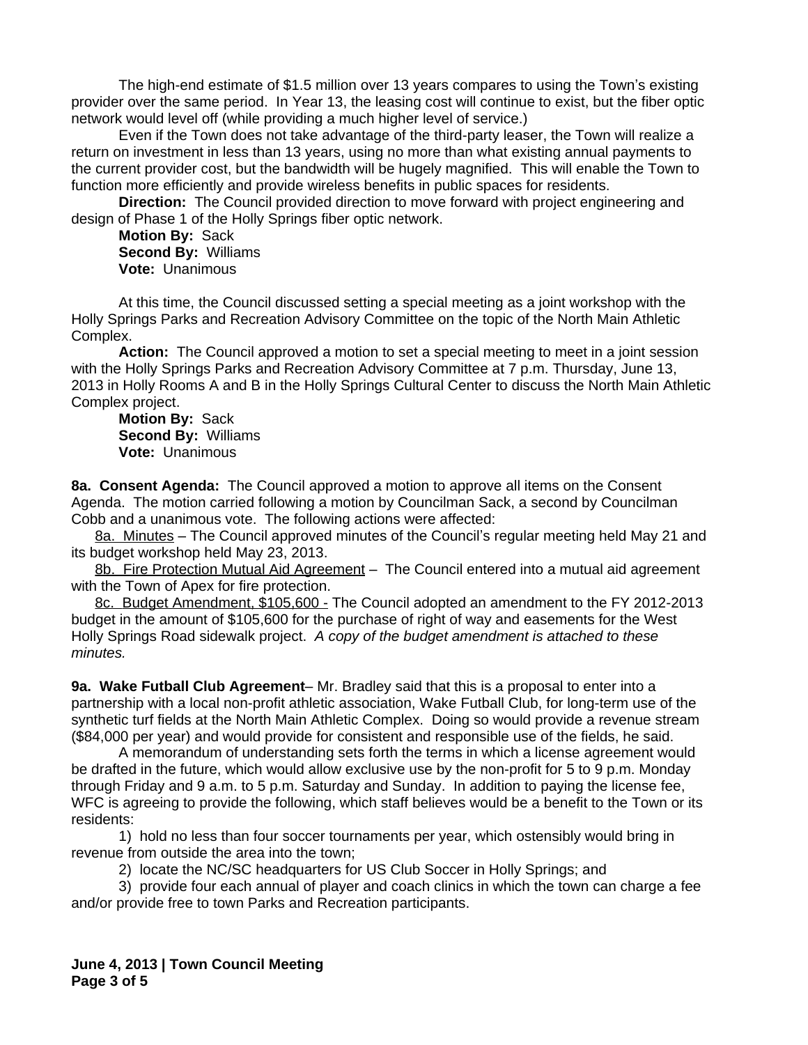The high-end estimate of $1.5 million over 13 years compares to using the Town's existing provider over the same period. In Year 13, the leasing cost will continue to exist, but the fiber optic network would level off (while providing a much higher level of service.)

Even if the Town does not take advantage of the third-party leaser, the Town will realize a return on investment in less than 13 years, using no more than what existing annual payments to the current provider cost, but the bandwidth will be hugely magnified. This will enable the Town to function more efficiently and provide wireless benefits in public spaces for residents.

**Direction:** The Council provided direction to move forward with project engineering and design of Phase 1 of the Holly Springs fiber optic network.

**Motion By:** Sack
**Second By:** Williams
**Vote:** Unanimous

At this time, the Council discussed setting a special meeting as a joint workshop with the Holly Springs Parks and Recreation Advisory Committee on the topic of the North Main Athletic Complex.

**Action:** The Council approved a motion to set a special meeting to meet in a joint session with the Holly Springs Parks and Recreation Advisory Committee at 7 p.m. Thursday, June 13, 2013 in Holly Rooms A and B in the Holly Springs Cultural Center to discuss the North Main Athletic Complex project.

**Motion By:** Sack
**Second By:** Williams
**Vote:** Unanimous

**8a. Consent Agenda:** The Council approved a motion to approve all items on the Consent Agenda. The motion carried following a motion by Councilman Sack, a second by Councilman Cobb and a unanimous vote. The following actions were affected:

8a. Minutes – The Council approved minutes of the Council's regular meeting held May 21 and its budget workshop held May 23, 2013.

8b. Fire Protection Mutual Aid Agreement – The Council entered into a mutual aid agreement with the Town of Apex for fire protection.

8c. Budget Amendment, $105,600 - The Council adopted an amendment to the FY 2012-2013 budget in the amount of $105,600 for the purchase of right of way and easements for the West Holly Springs Road sidewalk project. *A copy of the budget amendment is attached to these minutes.*

**9a. Wake Futball Club Agreement**– Mr. Bradley said that this is a proposal to enter into a partnership with a local non-profit athletic association, Wake Futball Club, for long-term use of the synthetic turf fields at the North Main Athletic Complex. Doing so would provide a revenue stream ($84,000 per year) and would provide for consistent and responsible use of the fields, he said.

A memorandum of understanding sets forth the terms in which a license agreement would be drafted in the future, which would allow exclusive use by the non-profit for 5 to 9 p.m. Monday through Friday and 9 a.m. to 5 p.m. Saturday and Sunday. In addition to paying the license fee, WFC is agreeing to provide the following, which staff believes would be a benefit to the Town or its residents:

1) hold no less than four soccer tournaments per year, which ostensibly would bring in revenue from outside the area into the town;

2) locate the NC/SC headquarters for US Club Soccer in Holly Springs; and

3) provide four each annual of player and coach clinics in which the town can charge a fee and/or provide free to town Parks and Recreation participants.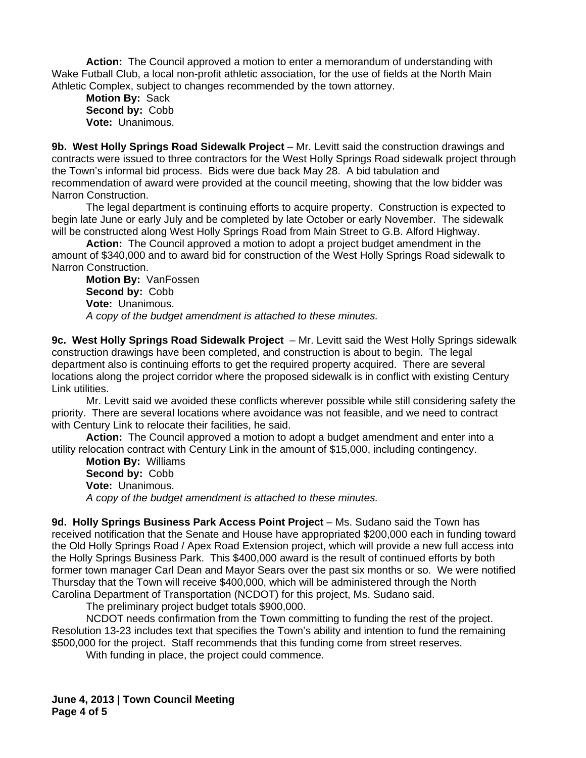**Action:** The Council approved a motion to enter a memorandum of understanding with Wake Futball Club, a local non-profit athletic association, for the use of fields at the North Main Athletic Complex, subject to changes recommended by the town attorney.

**Motion By:** Sack
**Second by:** Cobb
**Vote:** Unanimous.

**9b. West Holly Springs Road Sidewalk Project** – Mr. Levitt said the construction drawings and contracts were issued to three contractors for the West Holly Springs Road sidewalk project through the Town's informal bid process. Bids were due back May 28. A bid tabulation and recommendation of award were provided at the council meeting, showing that the low bidder was Narron Construction.

The legal department is continuing efforts to acquire property. Construction is expected to begin late June or early July and be completed by late October or early November. The sidewalk will be constructed along West Holly Springs Road from Main Street to G.B. Alford Highway.

**Action:** The Council approved a motion to adopt a project budget amendment in the amount of $340,000 and to award bid for construction of the West Holly Springs Road sidewalk to Narron Construction.

**Motion By:** VanFossen
**Second by:** Cobb
**Vote:** Unanimous.
*A copy of the budget amendment is attached to these minutes.*

**9c. West Holly Springs Road Sidewalk Project** – Mr. Levitt said the West Holly Springs sidewalk construction drawings have been completed, and construction is about to begin. The legal department also is continuing efforts to get the required property acquired. There are several locations along the project corridor where the proposed sidewalk is in conflict with existing Century Link utilities.

Mr. Levitt said we avoided these conflicts wherever possible while still considering safety the priority. There are several locations where avoidance was not feasible, and we need to contract with Century Link to relocate their facilities, he said.

**Action:** The Council approved a motion to adopt a budget amendment and enter into a utility relocation contract with Century Link in the amount of $15,000, including contingency.

**Motion By:** Williams
**Second by:** Cobb
**Vote:** Unanimous.
*A copy of the budget amendment is attached to these minutes.*

**9d. Holly Springs Business Park Access Point Project** – Ms. Sudano said the Town has received notification that the Senate and House have appropriated $200,000 each in funding toward the Old Holly Springs Road / Apex Road Extension project, which will provide a new full access into the Holly Springs Business Park. This $400,000 award is the result of continued efforts by both former town manager Carl Dean and Mayor Sears over the past six months or so. We were notified Thursday that the Town will receive $400,000, which will be administered through the North Carolina Department of Transportation (NCDOT) for this project, Ms. Sudano said.

The preliminary project budget totals $900,000.

NCDOT needs confirmation from the Town committing to funding the rest of the project. Resolution 13-23 includes text that specifies the Town's ability and intention to fund the remaining $500,000 for the project. Staff recommends that this funding come from street reserves.

With funding in place, the project could commence.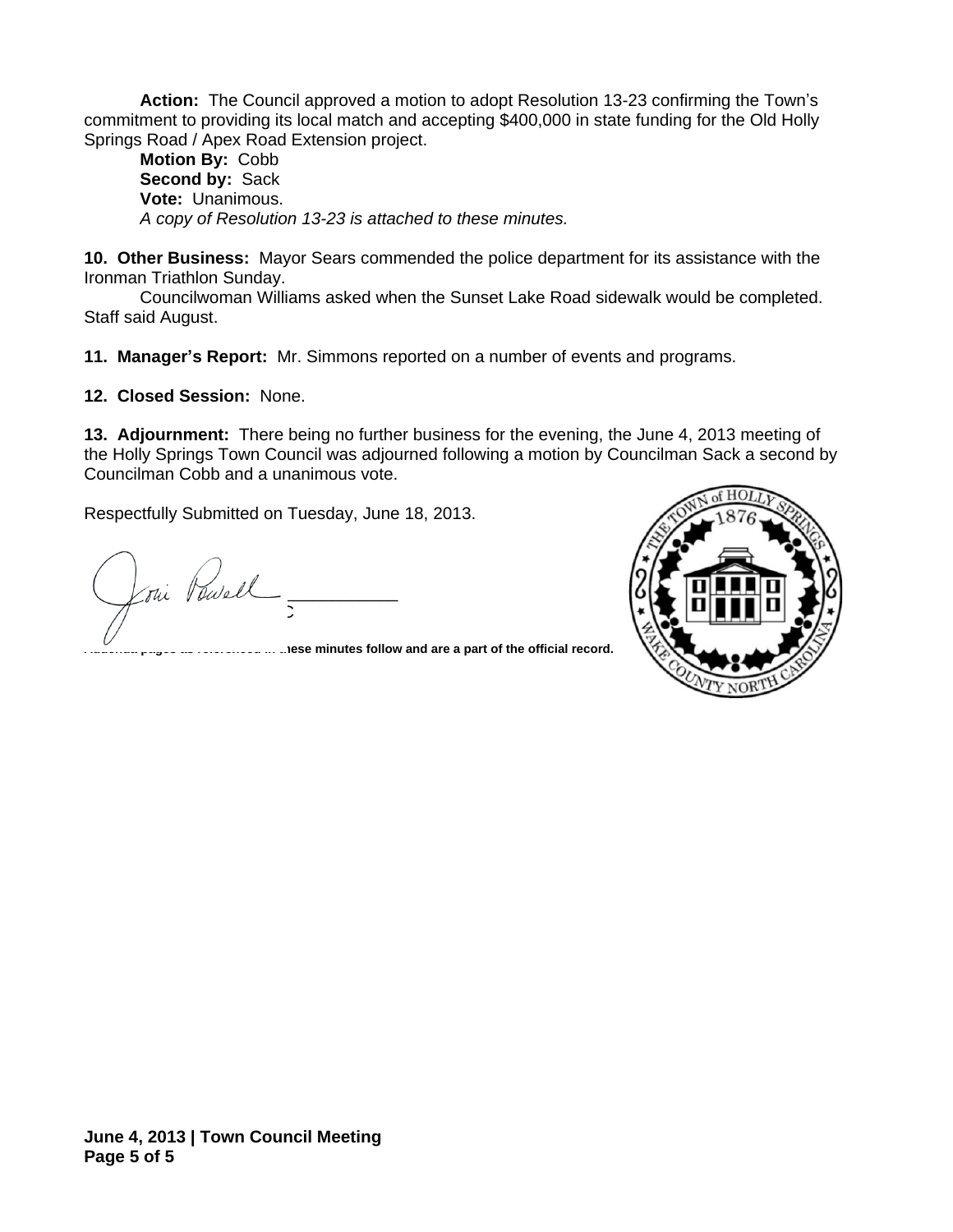**Action:** The Council approved a motion to adopt Resolution 13-23 confirming the Town's commitment to providing its local match and accepting $400,000 in state funding for the Old Holly Springs Road / Apex Road Extension project.

**Motion By:** Cobb
**Second by:** Sack
**Vote:** Unanimous.
*A copy of Resolution 13-23 is attached to these minutes.*

**10. Other Business:** Mayor Sears commended the police department for its assistance with the Ironman Triathlon Sunday.

Councilwoman Williams asked when the Sunset Lake Road sidewalk would be completed. Staff said August.

**11. Manager's Report:** Mr. Simmons reported on a number of events and programs.

**12. Closed Session:** None.

**13. Adjournment:** There being no further business for the evening, the June 4, 2013 meeting of the Holly Springs Town Council was adjourned following a motion by Councilman Sack a second by Councilman Cobb and a unanimous vote.

Respectfully Submitted on Tuesday, June 18, 2013.

Joni Powell ___________

**Addenda pages as referenced in these minutes follow and are a part of the official record.**